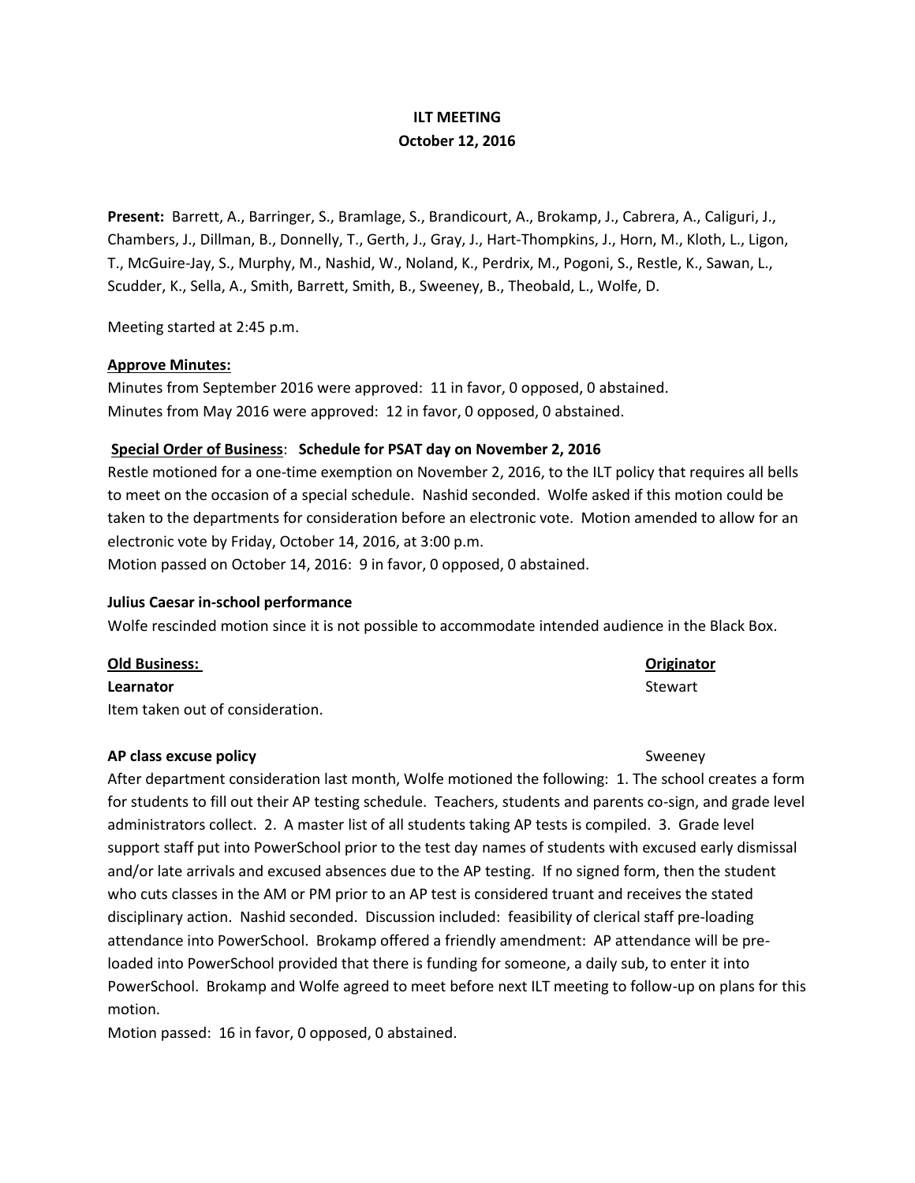**ILT MEETING**
**October 12, 2016**

**Present:** Barrett, A., Barringer, S., Bramlage, S., Brandicourt, A., Brokamp, J., Cabrera, A., Caliguri, J., Chambers, J., Dillman, B., Donnelly, T., Gerth, J., Gray, J., Hart-Thompkins, J., Horn, M., Kloth, L., Ligon, T., McGuire-Jay, S., Murphy, M., Nashid, W., Noland, K., Perdrix, M., Pogoni, S., Restle, K., Sawan, L., Scudder, K., Sella, A., Smith, Barrett, Smith, B., Sweeney, B., Theobald, L., Wolfe, D.

Meeting started at 2:45 p.m.

**Approve Minutes:**

Minutes from September 2016 were approved: 11 in favor, 0 opposed, 0 abstained.
Minutes from May 2016 were approved: 12 in favor, 0 opposed, 0 abstained.

**Special Order of Business**: **Schedule for PSAT day on November 2, 2016**

Restle motioned for a one-time exemption on November 2, 2016, to the ILT policy that requires all bells to meet on the occasion of a special schedule. Nashid seconded. Wolfe asked if this motion could be taken to the departments for consideration before an electronic vote. Motion amended to allow for an electronic vote by Friday, October 14, 2016, at 3:00 p.m.
Motion passed on October 14, 2016: 9 in favor, 0 opposed, 0 abstained.

**Julius Caesar in-school performance**

Wolfe rescinded motion since it is not possible to accommodate intended audience in the Black Box.

**Old Business:** — **Originator**

**Learnator** — Stewart

Item taken out of consideration.

**AP class excuse policy** — Sweeney

After department consideration last month, Wolfe motioned the following: 1. The school creates a form for students to fill out their AP testing schedule. Teachers, students and parents co-sign, and grade level administrators collect. 2. A master list of all students taking AP tests is compiled. 3. Grade level support staff put into PowerSchool prior to the test day names of students with excused early dismissal and/or late arrivals and excused absences due to the AP testing. If no signed form, then the student who cuts classes in the AM or PM prior to an AP test is considered truant and receives the stated disciplinary action. Nashid seconded. Discussion included: feasibility of clerical staff pre-loading attendance into PowerSchool. Brokamp offered a friendly amendment: AP attendance will be pre-loaded into PowerSchool provided that there is funding for someone, a daily sub, to enter it into PowerSchool. Brokamp and Wolfe agreed to meet before next ILT meeting to follow-up on plans for this motion.
Motion passed: 16 in favor, 0 opposed, 0 abstained.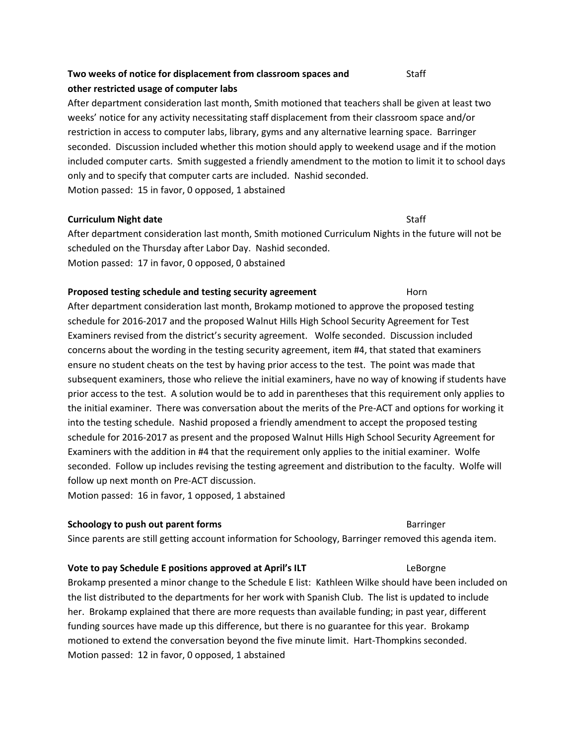**Two weeks of notice for displacement from classroom spaces and other restricted usage of computer labs** Staff

After department consideration last month, Smith motioned that teachers shall be given at least two weeks' notice for any activity necessitating staff displacement from their classroom space and/or restriction in access to computer labs, library, gyms and any alternative learning space. Barringer seconded. Discussion included whether this motion should apply to weekend usage and if the motion included computer carts. Smith suggested a friendly amendment to the motion to limit it to school days only and to specify that computer carts are included. Nashid seconded.
Motion passed: 15 in favor, 0 opposed, 1 abstained

**Curriculum Night date** Staff

After department consideration last month, Smith motioned Curriculum Nights in the future will not be scheduled on the Thursday after Labor Day. Nashid seconded.
Motion passed: 17 in favor, 0 opposed, 0 abstained

**Proposed testing schedule and testing security agreement** Horn

After department consideration last month, Brokamp motioned to approve the proposed testing schedule for 2016-2017 and the proposed Walnut Hills High School Security Agreement for Test Examiners revised from the district's security agreement. Wolfe seconded. Discussion included concerns about the wording in the testing security agreement, item #4, that stated that examiners ensure no student cheats on the test by having prior access to the test. The point was made that subsequent examiners, those who relieve the initial examiners, have no way of knowing if students have prior access to the test. A solution would be to add in parentheses that this requirement only applies to the initial examiner. There was conversation about the merits of the Pre-ACT and options for working it into the testing schedule. Nashid proposed a friendly amendment to accept the proposed testing schedule for 2016-2017 as present and the proposed Walnut Hills High School Security Agreement for Examiners with the addition in #4 that the requirement only applies to the initial examiner. Wolfe seconded. Follow up includes revising the testing agreement and distribution to the faculty. Wolfe will follow up next month on Pre-ACT discussion.
Motion passed: 16 in favor, 1 opposed, 1 abstained

**Schoology to push out parent forms** Barringer

Since parents are still getting account information for Schoology, Barringer removed this agenda item.

**Vote to pay Schedule E positions approved at April's ILT** LeBorgne

Brokamp presented a minor change to the Schedule E list: Kathleen Wilke should have been included on the list distributed to the departments for her work with Spanish Club. The list is updated to include her. Brokamp explained that there are more requests than available funding; in past year, different funding sources have made up this difference, but there is no guarantee for this year. Brokamp motioned to extend the conversation beyond the five minute limit. Hart-Thompkins seconded.
Motion passed: 12 in favor, 0 opposed, 1 abstained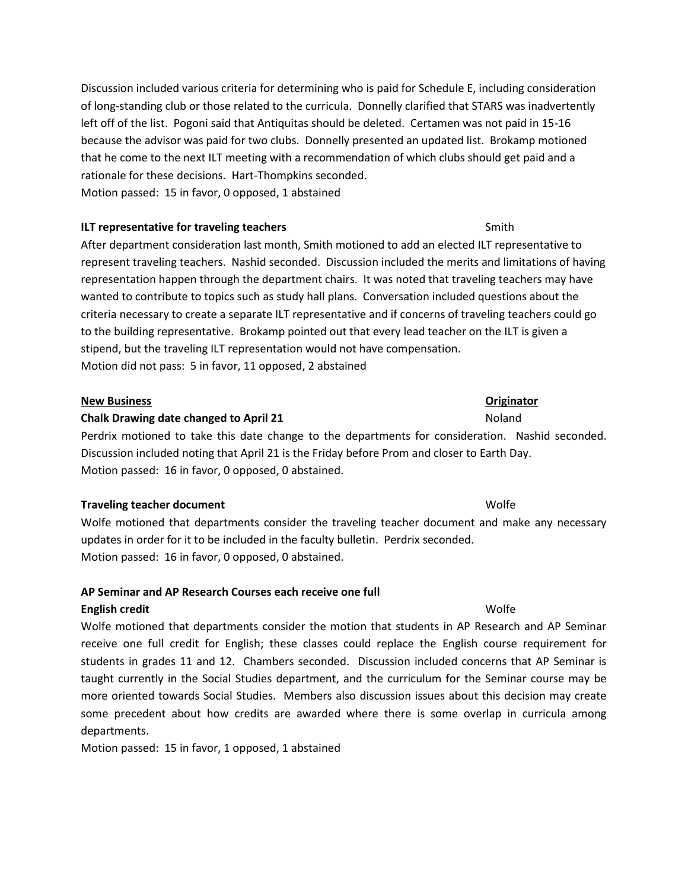Discussion included various criteria for determining who is paid for Schedule E, including consideration of long-standing club or those related to the curricula. Donnelly clarified that STARS was inadvertently left off of the list. Pogoni said that Antiquitas should be deleted. Certamen was not paid in 15-16 because the advisor was paid for two clubs. Donnelly presented an updated list. Brokamp motioned that he come to the next ILT meeting with a recommendation of which clubs should get paid and a rationale for these decisions. Hart-Thompkins seconded.
Motion passed: 15 in favor, 0 opposed, 1 abstained

**ILT representative for traveling teachers** Smith

After department consideration last month, Smith motioned to add an elected ILT representative to represent traveling teachers. Nashid seconded. Discussion included the merits and limitations of having representation happen through the department chairs. It was noted that traveling teachers may have wanted to contribute to topics such as study hall plans. Conversation included questions about the criteria necessary to create a separate ILT representative and if concerns of traveling teachers could go to the building representative. Brokamp pointed out that every lead teacher on the ILT is given a stipend, but the traveling ILT representation would not have compensation.
Motion did not pass: 5 in favor, 11 opposed, 2 abstained

**New Business** **Originator**

**Chalk Drawing date changed to April 21** Noland

Perdrix motioned to take this date change to the departments for consideration. Nashid seconded. Discussion included noting that April 21 is the Friday before Prom and closer to Earth Day.
Motion passed: 16 in favor, 0 opposed, 0 abstained.

**Traveling teacher document** Wolfe

Wolfe motioned that departments consider the traveling teacher document and make any necessary updates in order for it to be included in the faculty bulletin. Perdrix seconded.
Motion passed: 16 in favor, 0 opposed, 0 abstained.

**AP Seminar and AP Research Courses each receive one full English credit** Wolfe

Wolfe motioned that departments consider the motion that students in AP Research and AP Seminar receive one full credit for English; these classes could replace the English course requirement for students in grades 11 and 12. Chambers seconded. Discussion included concerns that AP Seminar is taught currently in the Social Studies department, and the curriculum for the Seminar course may be more oriented towards Social Studies. Members also discussion issues about this decision may create some precedent about how credits are awarded where there is some overlap in curricula among departments.
Motion passed: 15 in favor, 1 opposed, 1 abstained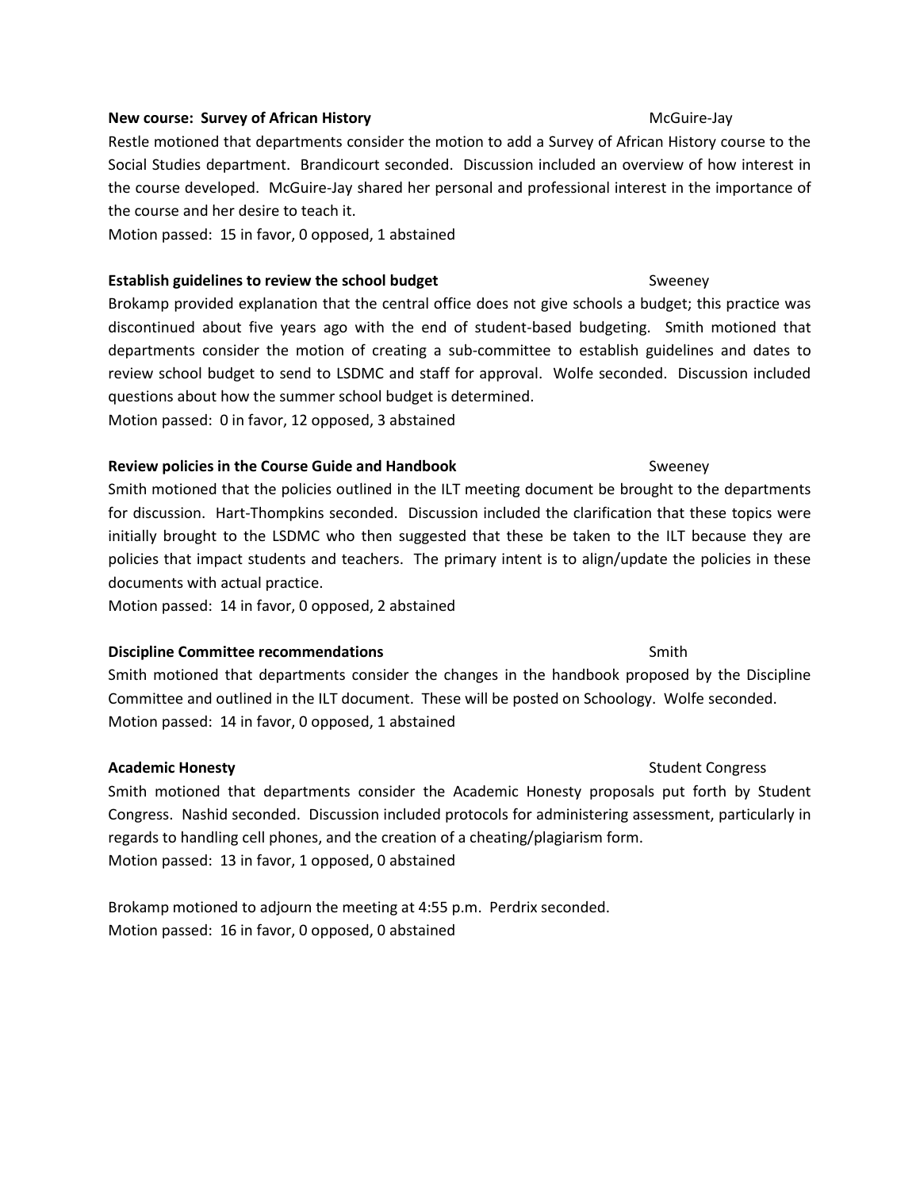**New course: Survey of African History** McGuire-Jay

Restle motioned that departments consider the motion to add a Survey of African History course to the Social Studies department. Brandicourt seconded. Discussion included an overview of how interest in the course developed. McGuire-Jay shared her personal and professional interest in the importance of the course and her desire to teach it.

Motion passed: 15 in favor, 0 opposed, 1 abstained

**Establish guidelines to review the school budget** Sweeney

Brokamp provided explanation that the central office does not give schools a budget; this practice was discontinued about five years ago with the end of student-based budgeting. Smith motioned that departments consider the motion of creating a sub-committee to establish guidelines and dates to review school budget to send to LSDMC and staff for approval. Wolfe seconded. Discussion included questions about how the summer school budget is determined.

Motion passed: 0 in favor, 12 opposed, 3 abstained

**Review policies in the Course Guide and Handbook** Sweeney

Smith motioned that the policies outlined in the ILT meeting document be brought to the departments for discussion. Hart-Thompkins seconded. Discussion included the clarification that these topics were initially brought to the LSDMC who then suggested that these be taken to the ILT because they are policies that impact students and teachers. The primary intent is to align/update the policies in these documents with actual practice.

Motion passed: 14 in favor, 0 opposed, 2 abstained

**Discipline Committee recommendations** Smith

Smith motioned that departments consider the changes in the handbook proposed by the Discipline Committee and outlined in the ILT document. These will be posted on Schoology. Wolfe seconded.

Motion passed: 14 in favor, 0 opposed, 1 abstained

**Academic Honesty** Student Congress

Smith motioned that departments consider the Academic Honesty proposals put forth by Student Congress. Nashid seconded. Discussion included protocols for administering assessment, particularly in regards to handling cell phones, and the creation of a cheating/plagiarism form.

Motion passed: 13 in favor, 1 opposed, 0 abstained

Brokamp motioned to adjourn the meeting at 4:55 p.m. Perdrix seconded.

Motion passed: 16 in favor, 0 opposed, 0 abstained